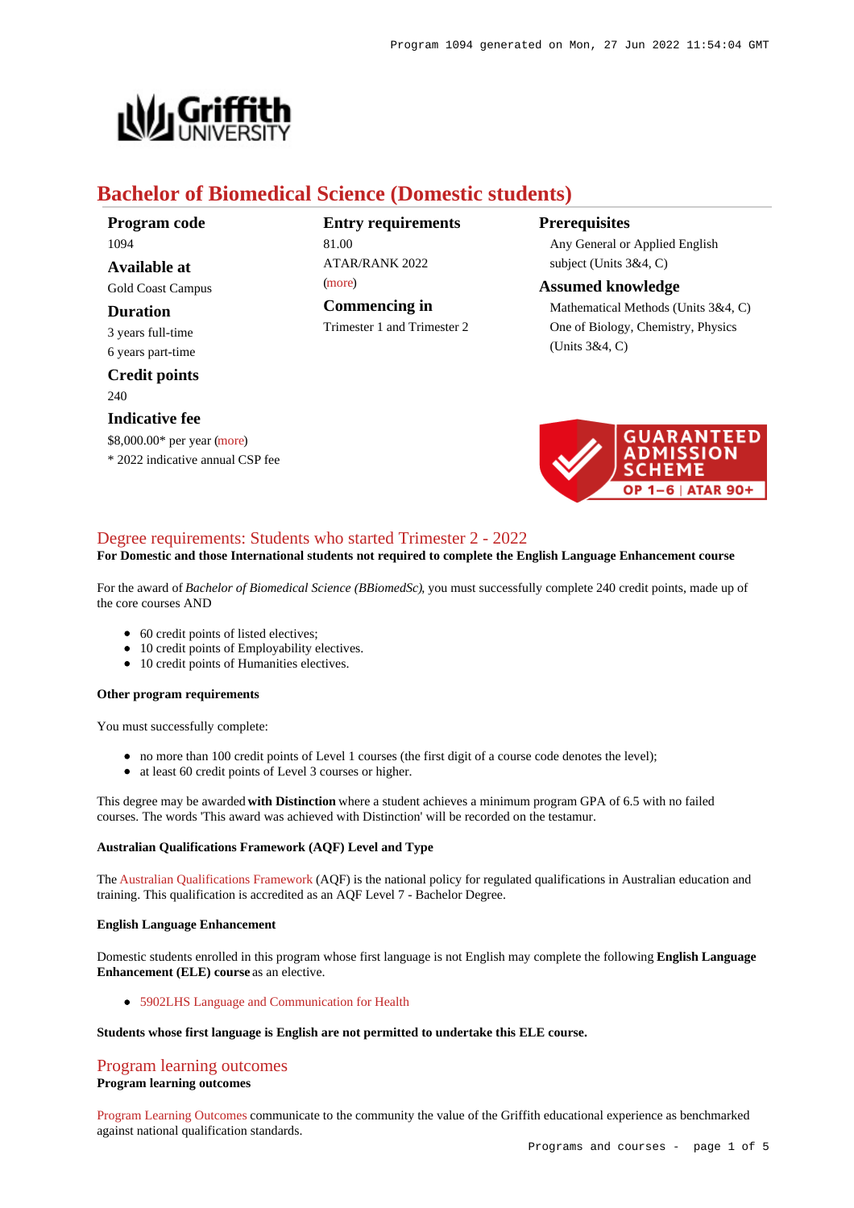# Bachelor of Biomedical Science (Domestic students)

**Program code**
1094

**Available at**
Gold Coast Campus

**Duration**
3 years full-time
6 years part-time

**Credit points**
240

**Indicative fee**
$8,000.00* per year (more)
* 2022 indicative annual CSP fee

**Entry requirements**
81.00
ATAR/RANK 2022
(more)

**Commencing in**
Trimester 1 and Trimester 2

**Prerequisites**
Any General or Applied English subject (Units 3&4, C)

**Assumed knowledge**
Mathematical Methods (Units 3&4, C)
One of Biology, Chemistry, Physics (Units 3&4, C)

GUARANTEED ADMISSION SCHEME
OP 1–6 | ATAR 90+

## Degree requirements: Students who started Trimester 2 - 2022

**For Domestic and those International students not required to complete the English Language Enhancement course**

For the award of *Bachelor of Biomedical Science (BBiomedSc)*, you must successfully complete 240 credit points, made up of the core courses AND

- 60 credit points of listed electives;
- 10 credit points of Employability electives.
- 10 credit points of Humanities electives.

**Other program requirements**

You must successfully complete:

- no more than 100 credit points of Level 1 courses (the first digit of a course code denotes the level);
- at least 60 credit points of Level 3 courses or higher.

This degree may be awarded **with Distinction** where a student achieves a minimum program GPA of 6.5 with no failed courses. The words 'This award was achieved with Distinction' will be recorded on the testamur.

**Australian Qualifications Framework (AQF) Level and Type**

The Australian Qualifications Framework (AQF) is the national policy for regulated qualifications in Australian education and training. This qualification is accredited as an AQF Level 7 - Bachelor Degree.

**English Language Enhancement**

Domestic students enrolled in this program whose first language is not English may complete the following **English Language Enhancement (ELE) course** as an elective.

- 5902LHS Language and Communication for Health

**Students whose first language is English are not permitted to undertake this ELE course.**

## Program learning outcomes

**Program learning outcomes**

Program Learning Outcomes communicate to the community the value of the Griffith educational experience as benchmarked against national qualification standards.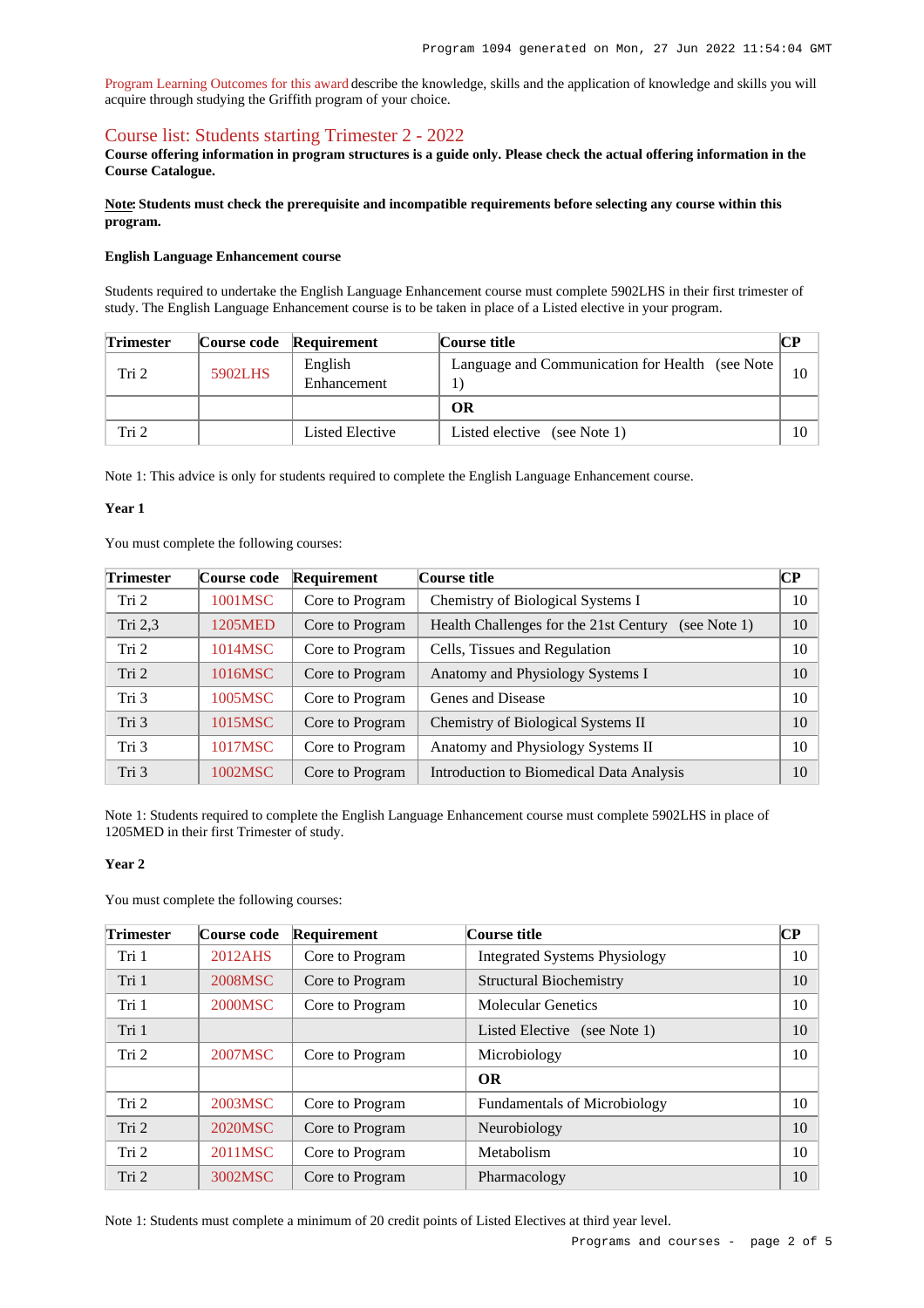Program Learning Outcomes for this award describe the knowledge, skills and the application of knowledge and skills you will acquire through studying the Griffith program of your choice.

## Course list: Students starting Trimester 2 - 2022

**Course offering information in program structures is a guide only. Please check the actual offering information in the Course Catalogue.**

**Note: Students must check the prerequisite and incompatible requirements before selecting any course within this program.**

#### English Language Enhancement course

Students required to undertake the English Language Enhancement course must complete 5902LHS in their first trimester of study. The English Language Enhancement course is to be taken in place of a Listed elective in your program.

| Trimester | Course code | Requirement | Course title | CP |
|---|---|---|---|---|
| Tri 2 | 5902LHS | English Enhancement | Language and Communication for Health (see Note 1) | 10 |
| | | | **OR** | |
| Tri 2 | | Listed Elective | Listed elective (see Note 1) | 10 |

Note 1: This advice is only for students required to complete the English Language Enhancement course.

#### Year 1

You must complete the following courses:

| Trimester | Course code | Requirement | Course title | CP |
|---|---|---|---|---|
| Tri 2 | 1001MSC | Core to Program | Chemistry of Biological Systems I | 10 |
| Tri 2,3 | 1205MED | Core to Program | Health Challenges for the 21st Century (see Note 1) | 10 |
| Tri 2 | 1014MSC | Core to Program | Cells, Tissues and Regulation | 10 |
| Tri 2 | 1016MSC | Core to Program | Anatomy and Physiology Systems I | 10 |
| Tri 3 | 1005MSC | Core to Program | Genes and Disease | 10 |
| Tri 3 | 1015MSC | Core to Program | Chemistry of Biological Systems II | 10 |
| Tri 3 | 1017MSC | Core to Program | Anatomy and Physiology Systems II | 10 |
| Tri 3 | 1002MSC | Core to Program | Introduction to Biomedical Data Analysis | 10 |

Note 1: Students required to complete the English Language Enhancement course must complete 5902LHS in place of 1205MED in their first Trimester of study.

#### Year 2

You must complete the following courses:

| Trimester | Course code | Requirement | Course title | CP |
|---|---|---|---|---|
| Tri 1 | 2012AHS | Core to Program | Integrated Systems Physiology | 10 |
| Tri 1 | 2008MSC | Core to Program | Structural Biochemistry | 10 |
| Tri 1 | 2000MSC | Core to Program | Molecular Genetics | 10 |
| Tri 1 | | | Listed Elective (see Note 1) | 10 |
| Tri 2 | 2007MSC | Core to Program | Microbiology | 10 |
| | | | **OR** | |
| Tri 2 | 2003MSC | Core to Program | Fundamentals of Microbiology | 10 |
| Tri 2 | 2020MSC | Core to Program | Neurobiology | 10 |
| Tri 2 | 2011MSC | Core to Program | Metabolism | 10 |
| Tri 2 | 3002MSC | Core to Program | Pharmacology | 10 |

Note 1: Students must complete a minimum of 20 credit points of Listed Electives at third year level.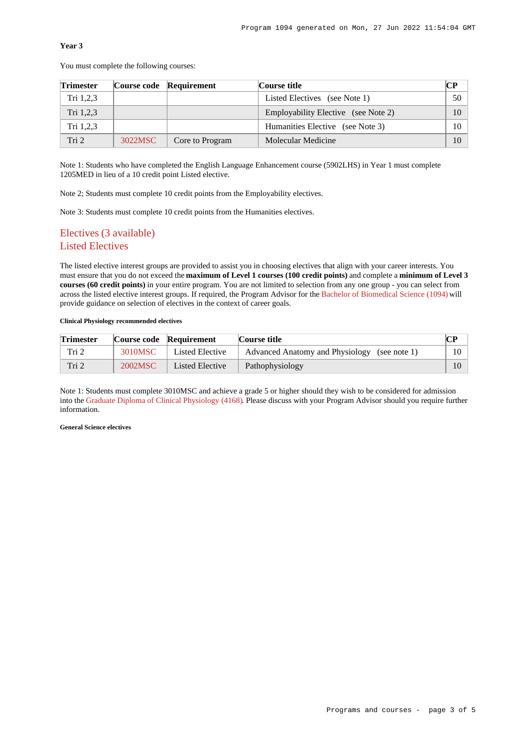**Year 3**

You must complete the following courses:

| Trimester | Course code | Requirement | Course title | CP |
|---|---|---|---|---|
| Tri 1,2,3 | | | Listed Electives (see Note 1) | 50 |
| Tri 1,2,3 | | | Employability Elective (see Note 2) | 10 |
| Tri 1,2,3 | | | Humanities Elective (see Note 3) | 10 |
| Tri 2 | 3022MSC | Core to Program | Molecular Medicine | 10 |

Note 1: Students who have completed the English Language Enhancement course (5902LHS) in Year 1 must complete 1205MED in lieu of a 10 credit point Listed elective.

Note 2; Students must complete 10 credit points from the Employability electives.

Note 3: Students must complete 10 credit points from the Humanities electives.

## Electives (3 available)

## Listed Electives

The listed elective interest groups are provided to assist you in choosing electives that align with your career interests. You must ensure that you do not exceed the **maximum of Level 1 courses (100 credit points)** and complete a **minimum of Level 3 courses (60 credit points)** in your entire program. You are not limited to selection from any one group - you can select from across the listed elective interest groups. If required, the Program Advisor for the Bachelor of Biomedical Science (1094) will provide guidance on selection of electives in the context of career goals.

**Clinical Physiology recommended electives**

| Trimester | Course code | Requirement | Course title | CP |
|---|---|---|---|---|
| Tri 2 | 3010MSC | Listed Elective | Advanced Anatomy and Physiology (see note 1) | 10 |
| Tri 2 | 2002MSC | Listed Elective | Pathophysiology | 10 |

Note 1: Students must complete 3010MSC and achieve a grade 5 or higher should they wish to be considered for admission into the Graduate Diploma of Clinical Physiology (4168). Please discuss with your Program Advisor should you require further information.

**General Science electives**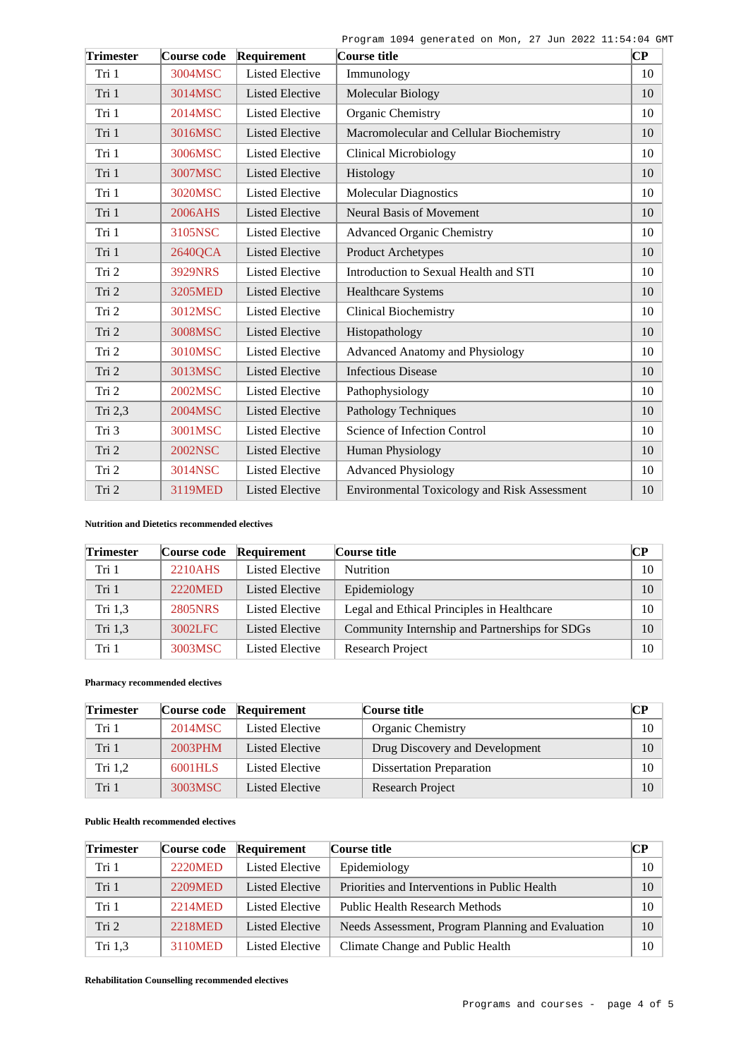| Trimester | Course code | Requirement | Course title | CP |
| --- | --- | --- | --- | --- |
| Tri 1 | 3004MSC | Listed Elective | Immunology | 10 |
| Tri 1 | 3014MSC | Listed Elective | Molecular Biology | 10 |
| Tri 1 | 2014MSC | Listed Elective | Organic Chemistry | 10 |
| Tri 1 | 3016MSC | Listed Elective | Macromolecular and Cellular Biochemistry | 10 |
| Tri 1 | 3006MSC | Listed Elective | Clinical Microbiology | 10 |
| Tri 1 | 3007MSC | Listed Elective | Histology | 10 |
| Tri 1 | 3020MSC | Listed Elective | Molecular Diagnostics | 10 |
| Tri 1 | 2006AHS | Listed Elective | Neural Basis of Movement | 10 |
| Tri 1 | 3105NSC | Listed Elective | Advanced Organic Chemistry | 10 |
| Tri 1 | 2640QCA | Listed Elective | Product Archetypes | 10 |
| Tri 2 | 3929NRS | Listed Elective | Introduction to Sexual Health and STI | 10 |
| Tri 2 | 3205MED | Listed Elective | Healthcare Systems | 10 |
| Tri 2 | 3012MSC | Listed Elective | Clinical Biochemistry | 10 |
| Tri 2 | 3008MSC | Listed Elective | Histopathology | 10 |
| Tri 2 | 3010MSC | Listed Elective | Advanced Anatomy and Physiology | 10 |
| Tri 2 | 3013MSC | Listed Elective | Infectious Disease | 10 |
| Tri 2 | 2002MSC | Listed Elective | Pathophysiology | 10 |
| Tri 2,3 | 2004MSC | Listed Elective | Pathology Techniques | 10 |
| Tri 3 | 3001MSC | Listed Elective | Science of Infection Control | 10 |
| Tri 2 | 2002NSC | Listed Elective | Human Physiology | 10 |
| Tri 2 | 3014NSC | Listed Elective | Advanced Physiology | 10 |
| Tri 2 | 3119MED | Listed Elective | Environmental Toxicology and Risk Assessment | 10 |

**Nutrition and Dietetics recommended electives**

| Trimester | Course code | Requirement | Course title | CP |
| --- | --- | --- | --- | --- |
| Tri 1 | 2210AHS | Listed Elective | Nutrition | 10 |
| Tri 1 | 2220MED | Listed Elective | Epidemiology | 10 |
| Tri 1,3 | 2805NRS | Listed Elective | Legal and Ethical Principles in Healthcare | 10 |
| Tri 1,3 | 3002LFC | Listed Elective | Community Internship and Partnerships for SDGs | 10 |
| Tri 1 | 3003MSC | Listed Elective | Research Project | 10 |

**Pharmacy recommended electives**

| Trimester | Course code | Requirement | Course title | CP |
| --- | --- | --- | --- | --- |
| Tri 1 | 2014MSC | Listed Elective | Organic Chemistry | 10 |
| Tri 1 | 2003PHM | Listed Elective | Drug Discovery and Development | 10 |
| Tri 1,2 | 6001HLS | Listed Elective | Dissertation Preparation | 10 |
| Tri 1 | 3003MSC | Listed Elective | Research Project | 10 |

**Public Health recommended electives**

| Trimester | Course code | Requirement | Course title | CP |
| --- | --- | --- | --- | --- |
| Tri 1 | 2220MED | Listed Elective | Epidemiology | 10 |
| Tri 1 | 2209MED | Listed Elective | Priorities and Interventions in Public Health | 10 |
| Tri 1 | 2214MED | Listed Elective | Public Health Research Methods | 10 |
| Tri 2 | 2218MED | Listed Elective | Needs Assessment, Program Planning and Evaluation | 10 |
| Tri 1,3 | 3110MED | Listed Elective | Climate Change and Public Health | 10 |

**Rehabilitation Counselling recommended electives**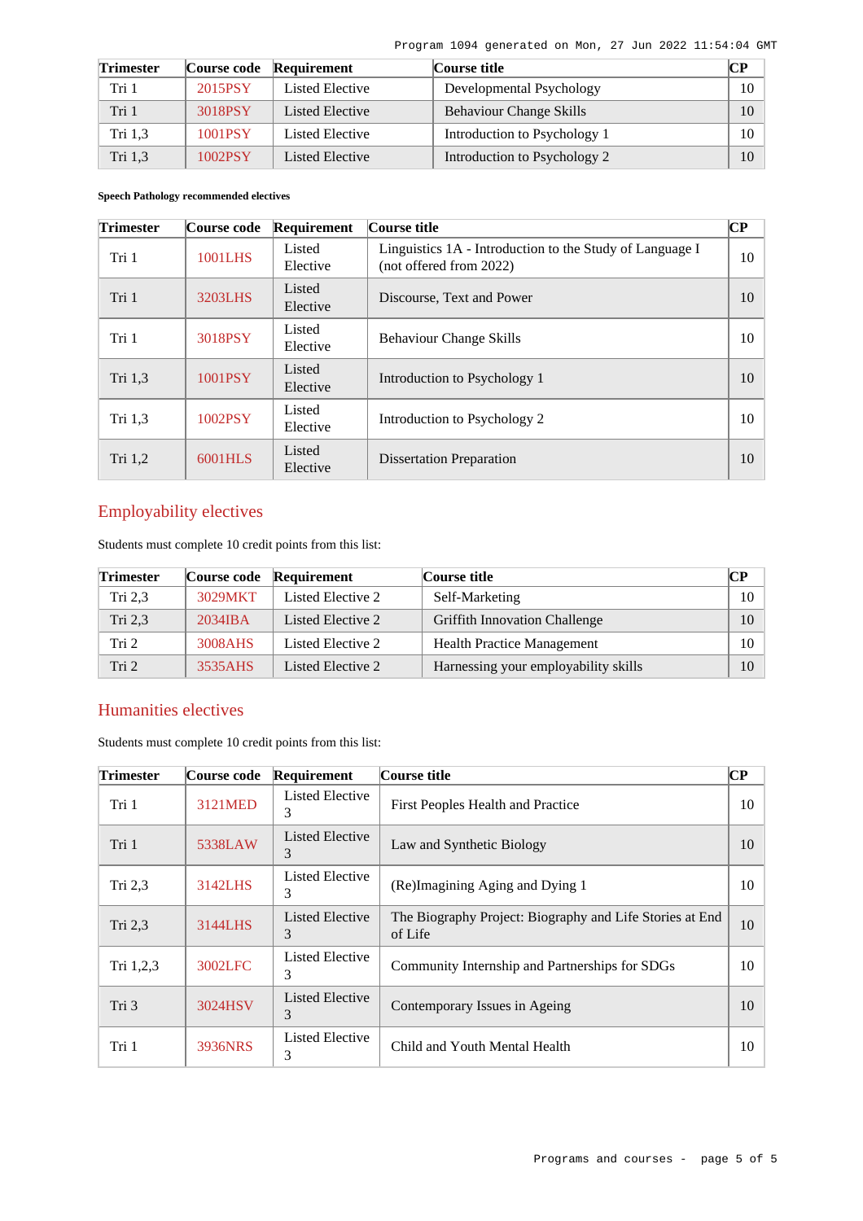| Trimester | Course code | Requirement | Course title | CP |
| --- | --- | --- | --- | --- |
| Tri 1 | 2015PSY | Listed Elective | Developmental Psychology | 10 |
| Tri 1 | 3018PSY | Listed Elective | Behaviour Change Skills | 10 |
| Tri 1,3 | 1001PSY | Listed Elective | Introduction to Psychology 1 | 10 |
| Tri 1,3 | 1002PSY | Listed Elective | Introduction to Psychology 2 | 10 |

#### Speech Pathology recommended electives

| Trimester | Course code | Requirement | Course title | CP |
| --- | --- | --- | --- | --- |
| Tri 1 | 1001LHS | Listed Elective | Linguistics 1A - Introduction to the Study of Language I (not offered from 2022) | 10 |
| Tri 1 | 3203LHS | Listed Elective | Discourse, Text and Power | 10 |
| Tri 1 | 3018PSY | Listed Elective | Behaviour Change Skills | 10 |
| Tri 1,3 | 1001PSY | Listed Elective | Introduction to Psychology 1 | 10 |
| Tri 1,3 | 1002PSY | Listed Elective | Introduction to Psychology 2 | 10 |
| Tri 1,2 | 6001HLS | Listed Elective | Dissertation Preparation | 10 |

## Employability electives

Students must complete 10 credit points from this list:

| Trimester | Course code | Requirement | Course title | CP |
| --- | --- | --- | --- | --- |
| Tri 2,3 | 3029MKT | Listed Elective 2 | Self-Marketing | 10 |
| Tri 2,3 | 2034IBA | Listed Elective 2 | Griffith Innovation Challenge | 10 |
| Tri 2 | 3008AHS | Listed Elective 2 | Health Practice Management | 10 |
| Tri 2 | 3535AHS | Listed Elective 2 | Harnessing your employability skills | 10 |

## Humanities electives

Students must complete 10 credit points from this list:

| Trimester | Course code | Requirement | Course title | CP |
| --- | --- | --- | --- | --- |
| Tri 1 | 3121MED | Listed Elective 3 | First Peoples Health and Practice | 10 |
| Tri 1 | 5338LAW | Listed Elective 3 | Law and Synthetic Biology | 10 |
| Tri 2,3 | 3142LHS | Listed Elective 3 | (Re)Imagining Aging and Dying 1 | 10 |
| Tri 2,3 | 3144LHS | Listed Elective 3 | The Biography Project: Biography and Life Stories at End of Life | 10 |
| Tri 1,2,3 | 3002LFC | Listed Elective 3 | Community Internship and Partnerships for SDGs | 10 |
| Tri 3 | 3024HSV | Listed Elective 3 | Contemporary Issues in Ageing | 10 |
| Tri 1 | 3936NRS | Listed Elective 3 | Child and Youth Mental Health | 10 |